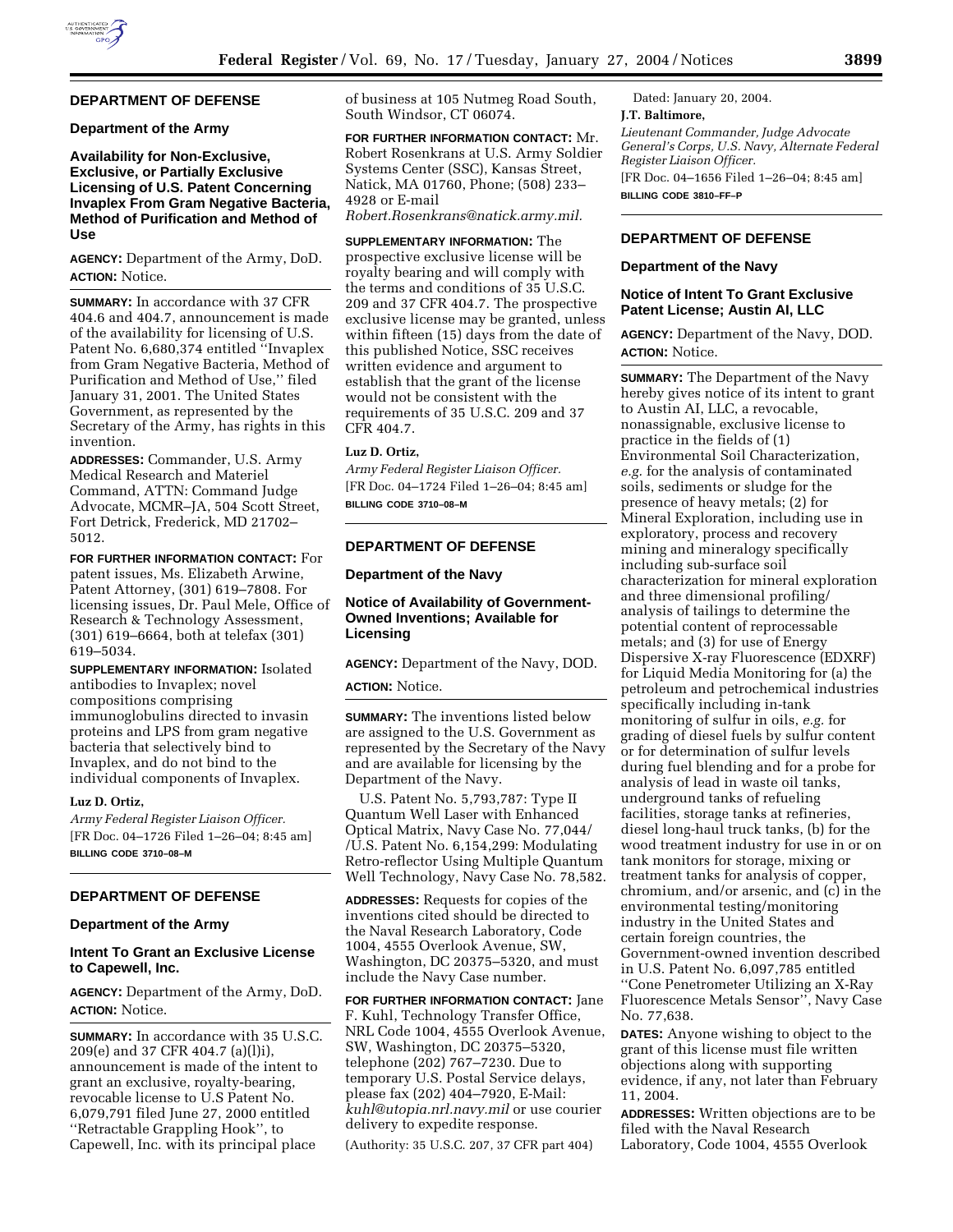## DEPARTMENT OF DEFENSE

### Department of the Army

### Availability for Non-Exclusive, Exclusive, or Partially Exclusive Licensing of U.S. Patent Concerning Invaplex From Gram Negative Bacteria, Method of Purification and Method of Use

**AGENCY:** Department of the Army, DoD.

**ACTION:** Notice.

**SUMMARY:** In accordance with 37 CFR 404.6 and 404.7, announcement is made of the availability for licensing of U.S. Patent No. 6,680,374 entitled ''Invaplex from Gram Negative Bacteria, Method of Purification and Method of Use,'' filed January 31, 2001. The United States Government, as represented by the Secretary of the Army, has rights in this invention.

**ADDRESSES:** Commander, U.S. Army Medical Research and Materiel Command, ATTN: Command Judge Advocate, MCMR–JA, 504 Scott Street, Fort Detrick, Frederick, MD 21702–5012.

**FOR FURTHER INFORMATION CONTACT:** For patent issues, Ms. Elizabeth Arwine, Patent Attorney, (301) 619–7808. For licensing issues, Dr. Paul Mele, Office of Research & Technology Assessment, (301) 619–6664, both at telefax (301) 619–5034.

**SUPPLEMENTARY INFORMATION:** Isolated antibodies to Invaplex; novel compositions comprising immunoglobulins directed to invasin proteins and LPS from gram negative bacteria that selectively bind to Invaplex, and do not bind to the individual components of Invaplex.

**Luz D. Ortiz,**

*Army Federal Register Liaison Officer.*

[FR Doc. 04–1726 Filed 1–26–04; 8:45 am]

**BILLING CODE 3710–08–M**

## DEPARTMENT OF DEFENSE

### Department of the Army

### Intent To Grant an Exclusive License to Capewell, Inc.

**AGENCY:** Department of the Army, DoD.

**ACTION:** Notice.

**SUMMARY:** In accordance with 35 U.S.C. 209(e) and 37 CFR 404.7 (a)(l)i), announcement is made of the intent to grant an exclusive, royalty-bearing, revocable license to U.S Patent No. 6,079,791 filed June 27, 2000 entitled ''Retractable Grappling Hook'', to Capewell, Inc. with its principal place of business at 105 Nutmeg Road South, South Windsor, CT 06074.

**FOR FURTHER INFORMATION CONTACT:** Mr. Robert Rosenkrans at U.S. Army Soldier Systems Center (SSC), Kansas Street, Natick, MA 01760, Phone; (508) 233–4928 or E-mail *Robert.Rosenkrans@natick.army.mil.*

**SUPPLEMENTARY INFORMATION:** The prospective exclusive license will be royalty bearing and will comply with the terms and conditions of 35 U.S.C. 209 and 37 CFR 404.7. The prospective exclusive license may be granted, unless within fifteen (15) days from the date of this published Notice, SSC receives written evidence and argument to establish that the grant of the license would not be consistent with the requirements of 35 U.S.C. 209 and 37 CFR 404.7.

**Luz D. Ortiz,**

*Army Federal Register Liaison Officer.*

[FR Doc. 04–1724 Filed 1–26–04; 8:45 am]

**BILLING CODE 3710–08–M**

## DEPARTMENT OF DEFENSE

### Department of the Navy

### Notice of Availability of Government-Owned Inventions; Available for Licensing

**AGENCY:** Department of the Navy, DOD.

**ACTION:** Notice.

**SUMMARY:** The inventions listed below are assigned to the U.S. Government as represented by the Secretary of the Navy and are available for licensing by the Department of the Navy.

U.S. Patent No. 5,793,787: Type II Quantum Well Laser with Enhanced Optical Matrix, Navy Case No. 77,044/ /U.S. Patent No. 6,154,299: Modulating Retro-reflector Using Multiple Quantum Well Technology, Navy Case No. 78,582.

**ADDRESSES:** Requests for copies of the inventions cited should be directed to the Naval Research Laboratory, Code 1004, 4555 Overlook Avenue, SW, Washington, DC 20375–5320, and must include the Navy Case number.

**FOR FURTHER INFORMATION CONTACT:** Jane F. Kuhl, Technology Transfer Office, NRL Code 1004, 4555 Overlook Avenue, SW, Washington, DC 20375–5320, telephone (202) 767–7230. Due to temporary U.S. Postal Service delays, please fax (202) 404–7920, E-Mail: *kuhl@utopia.nrl.navy.mil* or use courier delivery to expedite response.

(Authority: 35 U.S.C. 207, 37 CFR part 404)

Dated: January 20, 2004.

**J.T. Baltimore,**

*Lieutenant Commander, Judge Advocate General's Corps, U.S. Navy, Alternate Federal Register Liaison Officer.*

[FR Doc. 04–1656 Filed 1–26–04; 8:45 am]

**BILLING CODE 3810–FF–P**

## DEPARTMENT OF DEFENSE

### Department of the Navy

### Notice of Intent To Grant Exclusive Patent License; Austin AI, LLC

**AGENCY:** Department of the Navy, DOD.

**ACTION:** Notice.

**SUMMARY:** The Department of the Navy hereby gives notice of its intent to grant to Austin AI, LLC, a revocable, nonassignable, exclusive license to practice in the fields of (1) Environmental Soil Characterization, *e.g.* for the analysis of contaminated soils, sediments or sludge for the presence of heavy metals; (2) for Mineral Exploration, including use in exploratory, process and recovery mining and mineralogy specifically including sub-surface soil characterization for mineral exploration and three dimensional profiling/ analysis of tailings to determine the potential content of reprocessable metals; and (3) for use of Energy Dispersive X-ray Fluorescence (EDXRF) for Liquid Media Monitoring for (a) the petroleum and petrochemical industries specifically including in-tank monitoring of sulfur in oils, *e.g.* for grading of diesel fuels by sulfur content or for determination of sulfur levels during fuel blending and for a probe for analysis of lead in waste oil tanks, underground tanks of refueling facilities, storage tanks at refineries, diesel long-haul truck tanks, (b) for the wood treatment industry for use in or on tank monitors for storage, mixing or treatment tanks for analysis of copper, chromium, and/or arsenic, and (c) in the environmental testing/monitoring industry in the United States and certain foreign countries, the Government-owned invention described in U.S. Patent No. 6,097,785 entitled ''Cone Penetrometer Utilizing an X-Ray Fluorescence Metals Sensor'', Navy Case No. 77,638.

**DATES:** Anyone wishing to object to the grant of this license must file written objections along with supporting evidence, if any, not later than February 11, 2004.

**ADDRESSES:** Written objections are to be filed with the Naval Research Laboratory, Code 1004, 4555 Overlook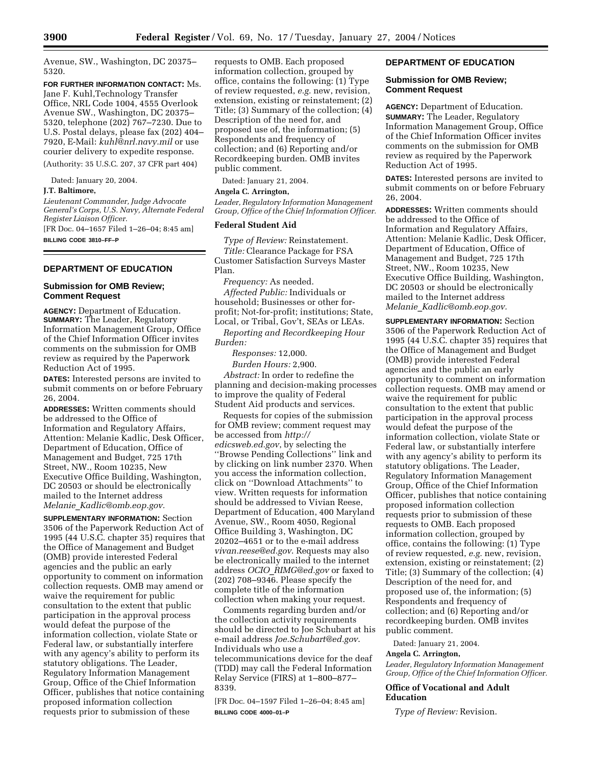Avenue, SW., Washington, DC 20375–5320.

**FOR FURTHER INFORMATION CONTACT:** Ms. Jane F. Kuhl,Technology Transfer Office, NRL Code 1004, 4555 Overlook Avenue SW., Washington, DC 20375–5320, telephone (202) 767–7230. Due to U.S. Postal delays, please fax (202) 404–7920, E-Mail: *kuhl@nrl.navy.mil* or use courier delivery to expedite response.

(Authority: 35 U.S.C. 207, 37 CFR part 404)

Dated: January 20, 2004.

**J.T. Baltimore,**

*Lieutenant Commander, Judge Advocate General's Corps, U.S. Navy, Alternate Federal Register Liaison Officer.*

[FR Doc. 04–1657 Filed 1–26–04; 8:45 am]

**BILLING CODE 3810–FF–P**

## DEPARTMENT OF EDUCATION

### Submission for OMB Review; Comment Request

**AGENCY:** Department of Education.

**SUMMARY:** The Leader, Regulatory Information Management Group, Office of the Chief Information Officer invites comments on the submission for OMB review as required by the Paperwork Reduction Act of 1995.

**DATES:** Interested persons are invited to submit comments on or before February 26, 2004.

**ADDRESSES:** Written comments should be addressed to the Office of Information and Regulatory Affairs, Attention: Melanie Kadlic, Desk Officer, Department of Education, Office of Management and Budget, 725 17th Street, NW., Room 10235, New Executive Office Building, Washington, DC 20503 or should be electronically mailed to the Internet address *Melanie_Kadlic@omb.eop.gov.*

**SUPPLEMENTARY INFORMATION:** Section 3506 of the Paperwork Reduction Act of 1995 (44 U.S.C. chapter 35) requires that the Office of Management and Budget (OMB) provide interested Federal agencies and the public an early opportunity to comment on information collection requests. OMB may amend or waive the requirement for public consultation to the extent that public participation in the approval process would defeat the purpose of the information collection, violate State or Federal law, or substantially interfere with any agency's ability to perform its statutory obligations. The Leader, Regulatory Information Management Group, Office of the Chief Information Officer, publishes that notice containing proposed information collection requests prior to submission of these requests to OMB. Each proposed information collection, grouped by office, contains the following: (1) Type of review requested, *e.g.* new, revision, extension, existing or reinstatement; (2) Title; (3) Summary of the collection; (4) Description of the need for, and proposed use of, the information; (5) Respondents and frequency of collection; and (6) Reporting and/or Recordkeeping burden. OMB invites public comment.

Dated: January 21, 2004.

**Angela C. Arrington,**

*Leader, Regulatory Information Management Group, Office of the Chief Information Officer.*

#### Federal Student Aid

*Type of Review:* Reinstatement.

*Title:* Clearance Package for FSA Customer Satisfaction Surveys Master Plan.

*Frequency:* As needed.

*Affected Public:* Individuals or household; Businesses or other for-profit; Not-for-profit; institutions; State, Local, or Tribal, Gov't, SEAs or LEAs.

*Reporting and Recordkeeping Hour Burden:*

*Responses:* 12,000.

*Burden Hours:* 2,900.

*Abstract:* In order to redefine the planning and decision-making processes to improve the quality of Federal Student Aid products and services.

Requests for copies of the submission for OMB review; comment request may be accessed from *http://edicsweb.ed.gov*, by selecting the ''Browse Pending Collections'' link and by clicking on link number 2370. When you access the information collection, click on ''Download Attachments'' to view. Written requests for information should be addressed to Vivian Reese, Department of Education, 400 Maryland Avenue, SW., Room 4050, Regional Office Building 3, Washington, DC 20202–4651 or to the e-mail address *vivan.reese@ed.gov*. Requests may also be electronically mailed to the internet address *OCIO_RIMG@ed.gov* or faxed to (202) 708–9346. Please specify the complete title of the information collection when making your request.

Comments regarding burden and/or the collection activity requirements should be directed to Joe Schubart at his e-mail address *Joe.Schubart@ed.gov*. Individuals who use a telecommunications device for the deaf (TDD) may call the Federal Information Relay Service (FIRS) at 1–800–877–8339.

[FR Doc. 04–1597 Filed 1–26–04; 8:45 am]

**BILLING CODE 4000–01–P**

## DEPARTMENT OF EDUCATION

### Submission for OMB Review; Comment Request

**AGENCY:** Department of Education.

**SUMMARY:** The Leader, Regulatory Information Management Group, Office of the Chief Information Officer invites comments on the submission for OMB review as required by the Paperwork Reduction Act of 1995.

**DATES:** Interested persons are invited to submit comments on or before February 26, 2004.

**ADDRESSES:** Written comments should be addressed to the Office of Information and Regulatory Affairs, Attention: Melanie Kadlic, Desk Officer, Department of Education, Office of Management and Budget, 725 17th Street, NW., Room 10235, New Executive Office Building, Washington, DC 20503 or should be electronically mailed to the Internet address *Melanie_Kadlic@omb.eop.gov.*

**SUPPLEMENTARY INFORMATION:** Section 3506 of the Paperwork Reduction Act of 1995 (44 U.S.C. chapter 35) requires that the Office of Management and Budget (OMB) provide interested Federal agencies and the public an early opportunity to comment on information collection requests. OMB may amend or waive the requirement for public consultation to the extent that public participation in the approval process would defeat the purpose of the information collection, violate State or Federal law, or substantially interfere with any agency's ability to perform its statutory obligations. The Leader, Regulatory Information Management Group, Office of the Chief Information Officer, publishes that notice containing proposed information collection requests prior to submission of these requests to OMB. Each proposed information collection, grouped by office, contains the following: (1) Type of review requested, *e.g.* new, revision, extension, existing or reinstatement; (2) Title; (3) Summary of the collection; (4) Description of the need for, and proposed use of, the information; (5) Respondents and frequency of collection; and (6) Reporting and/or recordkeeping burden. OMB invites public comment.

Dated: January 21, 2004.

**Angela C. Arrington,**

*Leader, Regulatory Information Management Group, Office of the Chief Information Officer.*

#### Office of Vocational and Adult Education

*Type of Review:* Revision.